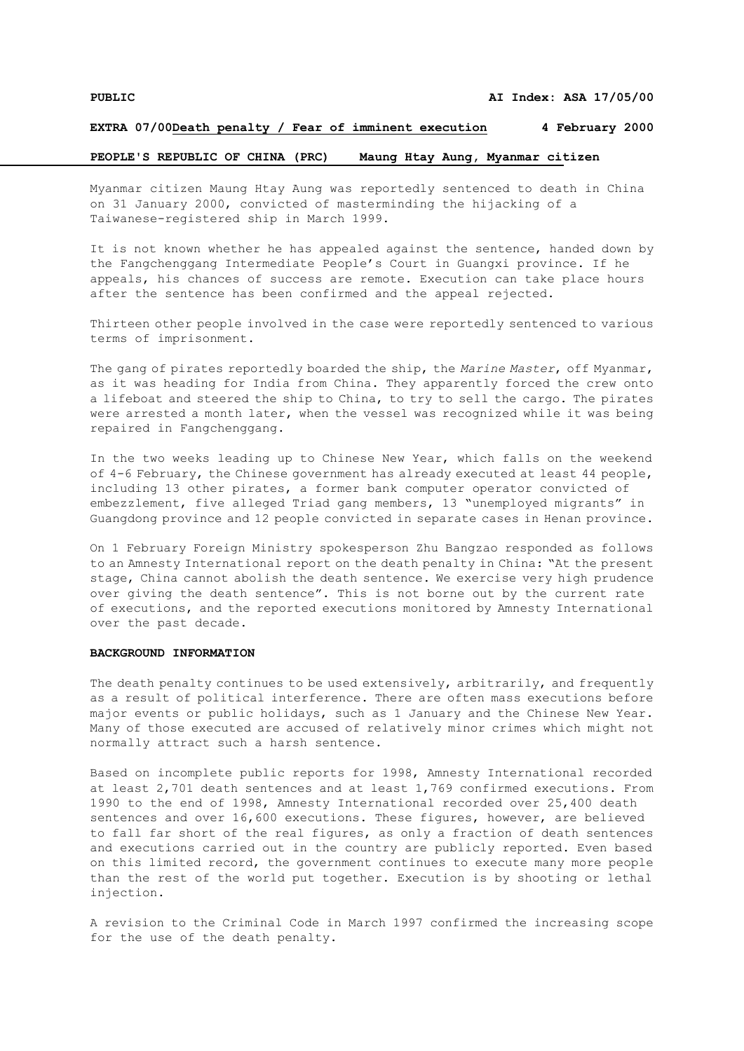**PUBLIC** **AI Index: ASA 17/05/00**

**EXTRA 07/00** **Death penalty / Fear of imminent execution** **4 February 2000**

**PEOPLE'S REPUBLIC OF CHINA (PRC)** **Maung Htay Aung, Myanmar citizen**

Myanmar citizen Maung Htay Aung was reportedly sentenced to death in China on 31 January 2000, convicted of masterminding the hijacking of a Taiwanese-registered ship in March 1999.

It is not known whether he has appealed against the sentence, handed down by the Fangchenggang Intermediate People's Court in Guangxi province. If he appeals, his chances of success are remote. Execution can take place hours after the sentence has been confirmed and the appeal rejected.

Thirteen other people involved in the case were reportedly sentenced to various terms of imprisonment.

The gang of pirates reportedly boarded the ship, the *Marine Master*, off Myanmar, as it was heading for India from China. They apparently forced the crew onto a lifeboat and steered the ship to China, to try to sell the cargo. The pirates were arrested a month later, when the vessel was recognized while it was being repaired in Fangchenggang.

In the two weeks leading up to Chinese New Year, which falls on the weekend of 4-6 February, the Chinese government has already executed at least 44 people, including 13 other pirates, a former bank computer operator convicted of embezzlement, five alleged Triad gang members, 13 "unemployed migrants" in Guangdong province and 12 people convicted in separate cases in Henan province.

On 1 February Foreign Ministry spokesperson Zhu Bangzao responded as follows to an Amnesty International report on the death penalty in China: "At the present stage, China cannot abolish the death sentence. We exercise very high prudence over giving the death sentence". This is not borne out by the current rate of executions, and the reported executions monitored by Amnesty International over the past decade.

## BACKGROUND INFORMATION

The death penalty continues to be used extensively, arbitrarily, and frequently as a result of political interference. There are often mass executions before major events or public holidays, such as 1 January and the Chinese New Year. Many of those executed are accused of relatively minor crimes which might not normally attract such a harsh sentence.

Based on incomplete public reports for 1998, Amnesty International recorded at least 2,701 death sentences and at least 1,769 confirmed executions. From 1990 to the end of 1998, Amnesty International recorded over 25,400 death sentences and over 16,600 executions. These figures, however, are believed to fall far short of the real figures, as only a fraction of death sentences and executions carried out in the country are publicly reported. Even based on this limited record, the government continues to execute many more people than the rest of the world put together. Execution is by shooting or lethal injection.

A revision to the Criminal Code in March 1997 confirmed the increasing scope for the use of the death penalty.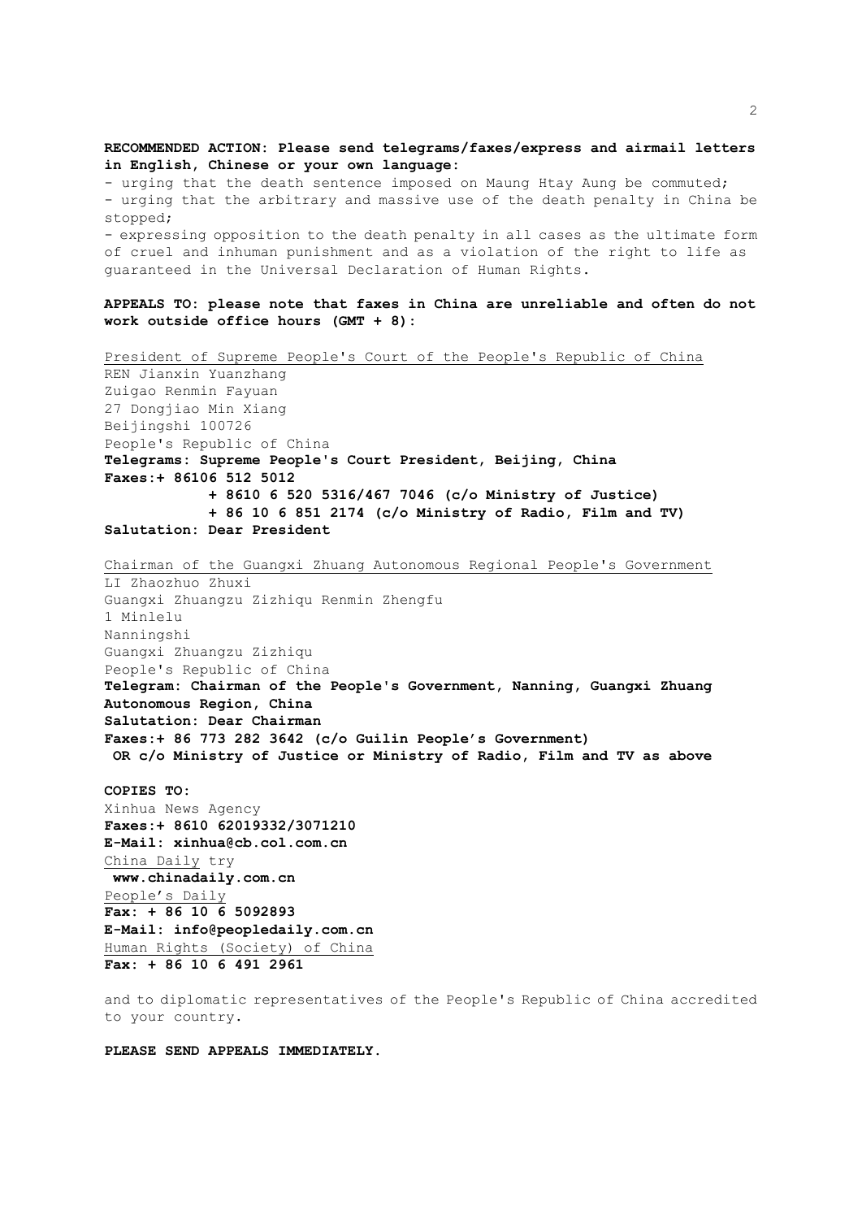**RECOMMENDED ACTION: Please send telegrams/faxes/express and airmail letters in English, Chinese or your own language:**

- urging that the death sentence imposed on Maung Htay Aung be commuted;
- urging that the arbitrary and massive use of the death penalty in China be stopped;
- expressing opposition to the death penalty in all cases as the ultimate form of cruel and inhuman punishment and as a violation of the right to life as guaranteed in the Universal Declaration of Human Rights.

**APPEALS TO: please note that faxes in China are unreliable and often do not work outside office hours (GMT + 8):**

President of Supreme People's Court of the People's Republic of China
REN Jianxin Yuanzhang
Zuigao Renmin Fayuan
27 Dongjiao Min Xiang
Beijingshi 100726
People's Republic of China
**Telegrams: Supreme People's Court President, Beijing, China**
**Faxes:+ 86106 512 5012**
**+ 8610 6 520 5316/467 7046 (c/o Ministry of Justice)**
**+ 86 10 6 851 2174 (c/o Ministry of Radio, Film and TV)**
**Salutation: Dear President**

Chairman of the Guangxi Zhuang Autonomous Regional People's Government
LI Zhaozhuo Zhuxi
Guangxi Zhuangzu Zizhiqu Renmin Zhengfu
1 Minlelu
Nanningshi
Guangxi Zhuangzu Zizhiqu
People's Republic of China
**Telegram: Chairman of the People's Government, Nanning, Guangxi Zhuang Autonomous Region, China**
**Salutation: Dear Chairman**
**Faxes:+ 86 773 282 3642 (c/o Guilin People's Government)**
**OR c/o Ministry of Justice or Ministry of Radio, Film and TV as above**

**COPIES TO:**
Xinhua News Agency
**Faxes:+ 8610 62019332/3071210**
**E-Mail: xinhua@cb.col.com.cn**
China Daily try
**www.chinadaily.com.cn**
People's Daily
**Fax: + 86 10 6 5092893**
**E-Mail: info@peopledaily.com.cn**
Human Rights (Society) of China
**Fax: + 86 10 6 491 2961**

and to diplomatic representatives of the People's Republic of China accredited to your country.

**PLEASE SEND APPEALS IMMEDIATELY.**